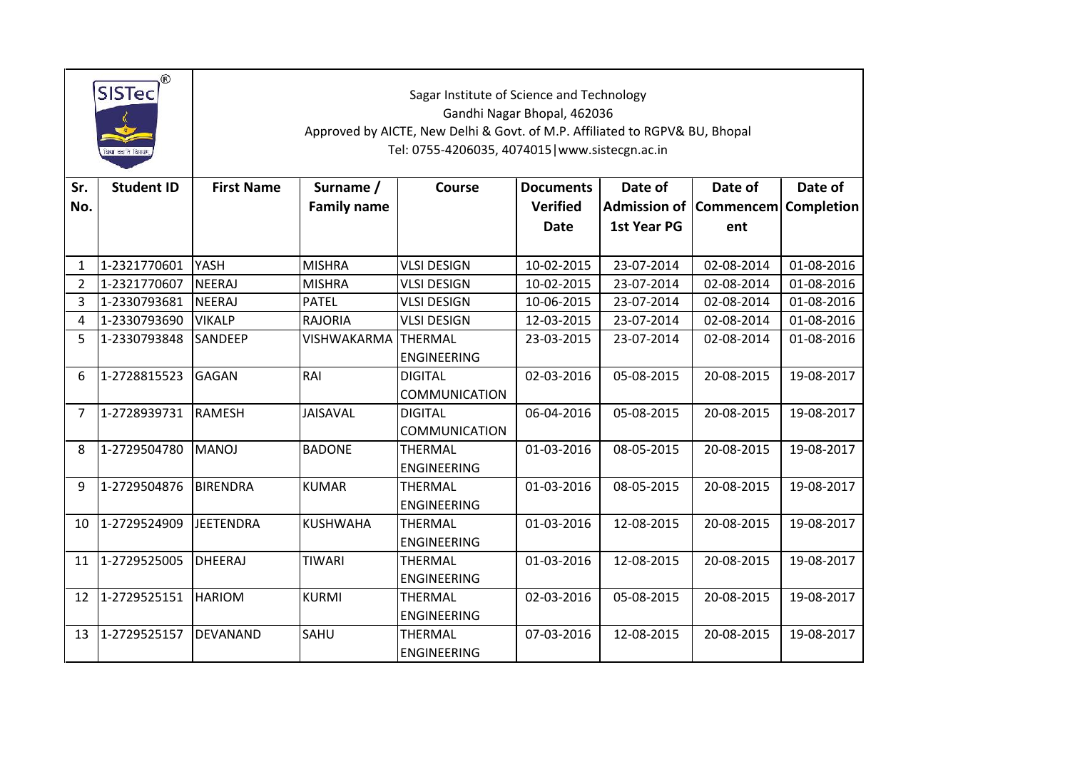Sagar Institute of Science and Technology
Gandhi Nagar Bhopal, 462036
Approved by AICTE, New Delhi & Govt. of M.P. Affiliated to RGPV& BU, Bhopal
Tel: 0755-4206035, 4074015|www.sistecgn.ac.in

| Sr. No. | Student ID | First Name | Surname / Family name | Course | Documents Verified Date | Date of Admission of 1st Year PG | Date of Commencement | Date of Completion |
|---|---|---|---|---|---|---|---|---|
| 1 | 1-2321770601 | YASH | MISHRA | VLSI DESIGN | 10-02-2015 | 23-07-2014 | 02-08-2014 | 01-08-2016 |
| 2 | 1-2321770607 | NEERAJ | MISHRA | VLSI DESIGN | 10-02-2015 | 23-07-2014 | 02-08-2014 | 01-08-2016 |
| 3 | 1-2330793681 | NEERAJ | PATEL | VLSI DESIGN | 10-06-2015 | 23-07-2014 | 02-08-2014 | 01-08-2016 |
| 4 | 1-2330793690 | VIKALP | RAJORIA | VLSI DESIGN | 12-03-2015 | 23-07-2014 | 02-08-2014 | 01-08-2016 |
| 5 | 1-2330793848 | SANDEEP | VISHWAKARMA | THERMAL ENGINEERING | 23-03-2015 | 23-07-2014 | 02-08-2014 | 01-08-2016 |
| 6 | 1-2728815523 | GAGAN | RAI | DIGITAL COMMUNICATION | 02-03-2016 | 05-08-2015 | 20-08-2015 | 19-08-2017 |
| 7 | 1-2728939731 | RAMESH | JAISAVAL | DIGITAL COMMUNICATION | 06-04-2016 | 05-08-2015 | 20-08-2015 | 19-08-2017 |
| 8 | 1-2729504780 | MANOJ | BADONE | THERMAL ENGINEERING | 01-03-2016 | 08-05-2015 | 20-08-2015 | 19-08-2017 |
| 9 | 1-2729504876 | BIRENDRA | KUMAR | THERMAL ENGINEERING | 01-03-2016 | 08-05-2015 | 20-08-2015 | 19-08-2017 |
| 10 | 1-2729524909 | JEETENDRA | KUSHWAHA | THERMAL ENGINEERING | 01-03-2016 | 12-08-2015 | 20-08-2015 | 19-08-2017 |
| 11 | 1-2729525005 | DHEERAJ | TIWARI | THERMAL ENGINEERING | 01-03-2016 | 12-08-2015 | 20-08-2015 | 19-08-2017 |
| 12 | 1-2729525151 | HARIOM | KURMI | THERMAL ENGINEERING | 02-03-2016 | 05-08-2015 | 20-08-2015 | 19-08-2017 |
| 13 | 1-2729525157 | DEVANAND | SAHU | THERMAL ENGINEERING | 07-03-2016 | 12-08-2015 | 20-08-2015 | 19-08-2017 |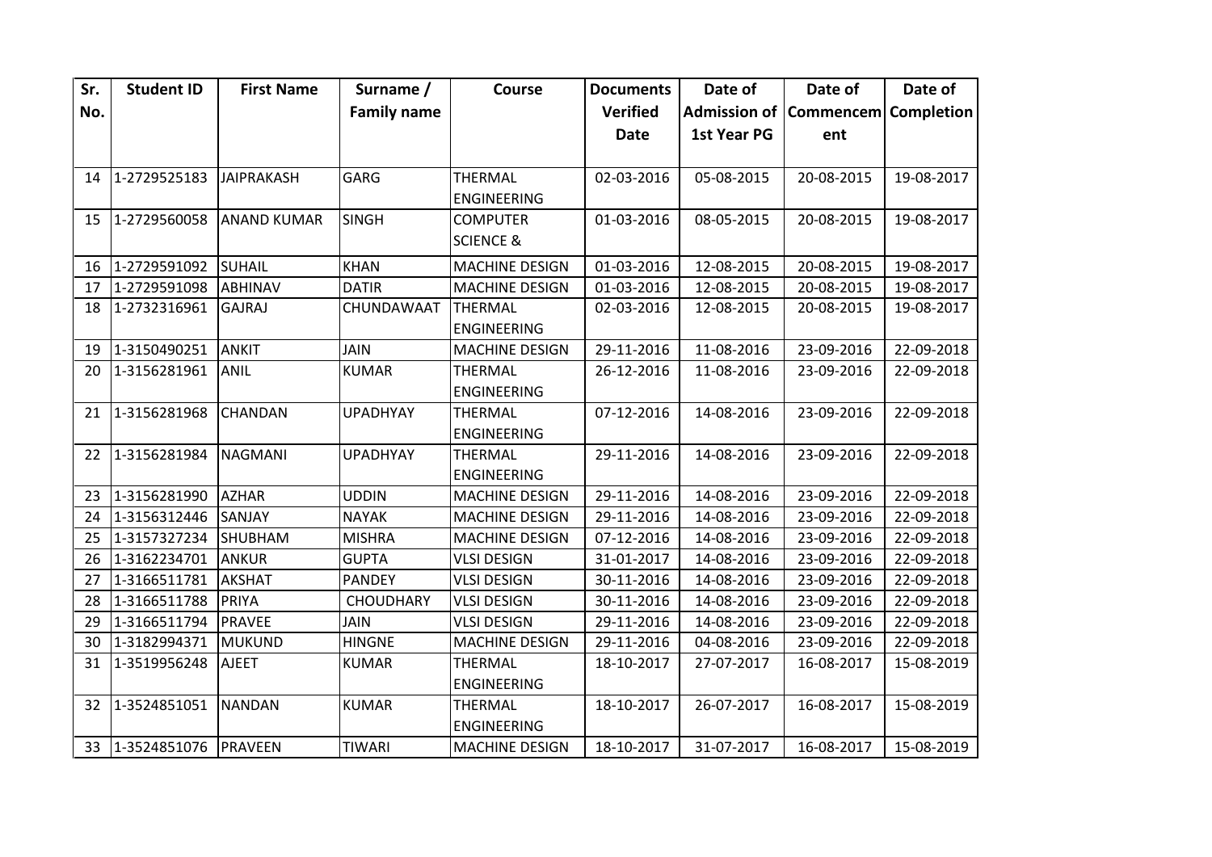| Sr. No. | Student ID | First Name | Surname / Family name | Course | Documents Verified Date | Date of Admission of 1st Year PG | Date of Commencement | Date of Completion |
|---|---|---|---|---|---|---|---|---|
| 14 | 1-2729525183 | JAIPRAKASH | GARG | THERMAL ENGINEERING | 02-03-2016 | 05-08-2015 | 20-08-2015 | 19-08-2017 |
| 15 | 1-2729560058 | ANAND KUMAR | SINGH | COMPUTER SCIENCE & | 01-03-2016 | 08-05-2015 | 20-08-2015 | 19-08-2017 |
| 16 | 1-2729591092 | SUHAIL | KHAN | MACHINE DESIGN | 01-03-2016 | 12-08-2015 | 20-08-2015 | 19-08-2017 |
| 17 | 1-2729591098 | ABHINAV | DATIR | MACHINE DESIGN | 01-03-2016 | 12-08-2015 | 20-08-2015 | 19-08-2017 |
| 18 | 1-2732316961 | GAJRAJ | CHUNDAWAAT | THERMAL ENGINEERING | 02-03-2016 | 12-08-2015 | 20-08-2015 | 19-08-2017 |
| 19 | 1-3150490251 | ANKIT | JAIN | MACHINE DESIGN | 29-11-2016 | 11-08-2016 | 23-09-2016 | 22-09-2018 |
| 20 | 1-3156281961 | ANIL | KUMAR | THERMAL ENGINEERING | 26-12-2016 | 11-08-2016 | 23-09-2016 | 22-09-2018 |
| 21 | 1-3156281968 | CHANDAN | UPADHYAY | THERMAL ENGINEERING | 07-12-2016 | 14-08-2016 | 23-09-2016 | 22-09-2018 |
| 22 | 1-3156281984 | NAGMANI | UPADHYAY | THERMAL ENGINEERING | 29-11-2016 | 14-08-2016 | 23-09-2016 | 22-09-2018 |
| 23 | 1-3156281990 | AZHAR | UDDIN | MACHINE DESIGN | 29-11-2016 | 14-08-2016 | 23-09-2016 | 22-09-2018 |
| 24 | 1-3156312446 | SANJAY | NAYAK | MACHINE DESIGN | 29-11-2016 | 14-08-2016 | 23-09-2016 | 22-09-2018 |
| 25 | 1-3157327234 | SHUBHAM | MISHRA | MACHINE DESIGN | 07-12-2016 | 14-08-2016 | 23-09-2016 | 22-09-2018 |
| 26 | 1-3162234701 | ANKUR | GUPTA | VLSI DESIGN | 31-01-2017 | 14-08-2016 | 23-09-2016 | 22-09-2018 |
| 27 | 1-3166511781 | AKSHAT | PANDEY | VLSI DESIGN | 30-11-2016 | 14-08-2016 | 23-09-2016 | 22-09-2018 |
| 28 | 1-3166511788 | PRIYA | CHOUDHARY | VLSI DESIGN | 30-11-2016 | 14-08-2016 | 23-09-2016 | 22-09-2018 |
| 29 | 1-3166511794 | PRAVEE | JAIN | VLSI DESIGN | 29-11-2016 | 14-08-2016 | 23-09-2016 | 22-09-2018 |
| 30 | 1-3182994371 | MUKUND | HINGNE | MACHINE DESIGN | 29-11-2016 | 04-08-2016 | 23-09-2016 | 22-09-2018 |
| 31 | 1-3519956248 | AJEET | KUMAR | THERMAL ENGINEERING | 18-10-2017 | 27-07-2017 | 16-08-2017 | 15-08-2019 |
| 32 | 1-3524851051 | NANDAN | KUMAR | THERMAL ENGINEERING | 18-10-2017 | 26-07-2017 | 16-08-2017 | 15-08-2019 |
| 33 | 1-3524851076 | PRAVEEN | TIWARI | MACHINE DESIGN | 18-10-2017 | 31-07-2017 | 16-08-2017 | 15-08-2019 |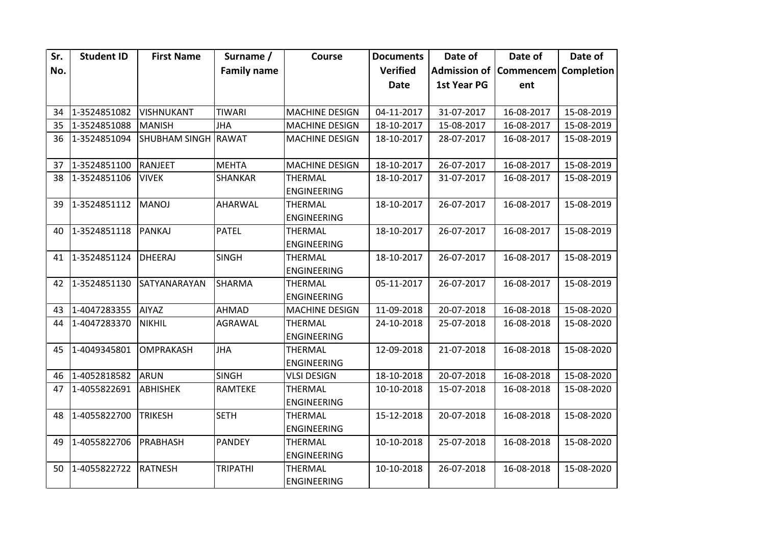| Sr. No. | Student ID | First Name | Surname / Family name | Course | Documents Verified Date | Date of Admission of 1st Year PG | Date of Commencement | Date of Completion |
|---|---|---|---|---|---|---|---|---|
| 34 | 1-3524851082 | VISHNUKANT | TIWARI | MACHINE DESIGN | 04-11-2017 | 31-07-2017 | 16-08-2017 | 15-08-2019 |
| 35 | 1-3524851088 | MANISH | JHA | MACHINE DESIGN | 18-10-2017 | 15-08-2017 | 16-08-2017 | 15-08-2019 |
| 36 | 1-3524851094 | SHUBHAM SINGH | RAWAT | MACHINE DESIGN | 18-10-2017 | 28-07-2017 | 16-08-2017 | 15-08-2019 |
| 37 | 1-3524851100 | RANJEET | MEHTA | MACHINE DESIGN | 18-10-2017 | 26-07-2017 | 16-08-2017 | 15-08-2019 |
| 38 | 1-3524851106 | VIVEK | SHANKAR | THERMAL ENGINEERING | 18-10-2017 | 31-07-2017 | 16-08-2017 | 15-08-2019 |
| 39 | 1-3524851112 | MANOJ | AHARWAL | THERMAL ENGINEERING | 18-10-2017 | 26-07-2017 | 16-08-2017 | 15-08-2019 |
| 40 | 1-3524851118 | PANKAJ | PATEL | THERMAL ENGINEERING | 18-10-2017 | 26-07-2017 | 16-08-2017 | 15-08-2019 |
| 41 | 1-3524851124 | DHEERAJ | SINGH | THERMAL ENGINEERING | 18-10-2017 | 26-07-2017 | 16-08-2017 | 15-08-2019 |
| 42 | 1-3524851130 | SATYANARAYAN | SHARMA | THERMAL ENGINEERING | 05-11-2017 | 26-07-2017 | 16-08-2017 | 15-08-2019 |
| 43 | 1-4047283355 | AIYAZ | AHMAD | MACHINE DESIGN | 11-09-2018 | 20-07-2018 | 16-08-2018 | 15-08-2020 |
| 44 | 1-4047283370 | NIKHIL | AGRAWAL | THERMAL ENGINEERING | 24-10-2018 | 25-07-2018 | 16-08-2018 | 15-08-2020 |
| 45 | 1-4049345801 | OMPRAKASH | JHA | THERMAL ENGINEERING | 12-09-2018 | 21-07-2018 | 16-08-2018 | 15-08-2020 |
| 46 | 1-4052818582 | ARUN | SINGH | VLSI DESIGN | 18-10-2018 | 20-07-2018 | 16-08-2018 | 15-08-2020 |
| 47 | 1-4055822691 | ABHISHEK | RAMTEKE | THERMAL ENGINEERING | 10-10-2018 | 15-07-2018 | 16-08-2018 | 15-08-2020 |
| 48 | 1-4055822700 | TRIKESH | SETH | THERMAL ENGINEERING | 15-12-2018 | 20-07-2018 | 16-08-2018 | 15-08-2020 |
| 49 | 1-4055822706 | PRABHASH | PANDEY | THERMAL ENGINEERING | 10-10-2018 | 25-07-2018 | 16-08-2018 | 15-08-2020 |
| 50 | 1-4055822722 | RATNESH | TRIPATHI | THERMAL ENGINEERING | 10-10-2018 | 26-07-2018 | 16-08-2018 | 15-08-2020 |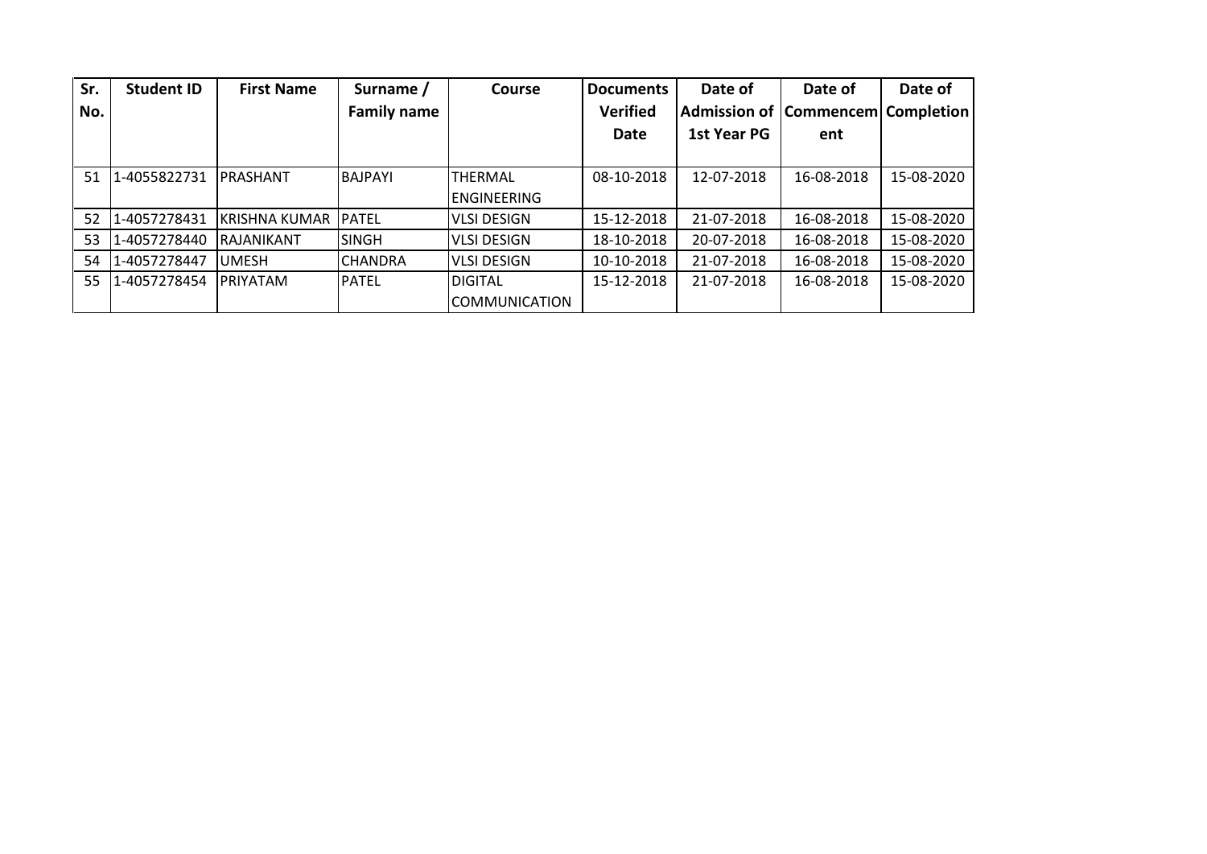| Sr. No. | Student ID | First Name | Surname / Family name | Course | Documents Verified Date | Date of Admission of 1st Year PG | Date of Commencement | Date of Completion |
|---|---|---|---|---|---|---|---|---|
| 51 | 1-4055822731 | PRASHANT | BAJPAYI | THERMAL ENGINEERING | 08-10-2018 | 12-07-2018 | 16-08-2018 | 15-08-2020 |
| 52 | 1-4057278431 | KRISHNA KUMAR | PATEL | VLSI DESIGN | 15-12-2018 | 21-07-2018 | 16-08-2018 | 15-08-2020 |
| 53 | 1-4057278440 | RAJANIKANT | SINGH | VLSI DESIGN | 18-10-2018 | 20-07-2018 | 16-08-2018 | 15-08-2020 |
| 54 | 1-4057278447 | UMESH | CHANDRA | VLSI DESIGN | 10-10-2018 | 21-07-2018 | 16-08-2018 | 15-08-2020 |
| 55 | 1-4057278454 | PRIYATAM | PATEL | DIGITAL COMMUNICATION | 15-12-2018 | 21-07-2018 | 16-08-2018 | 15-08-2020 |